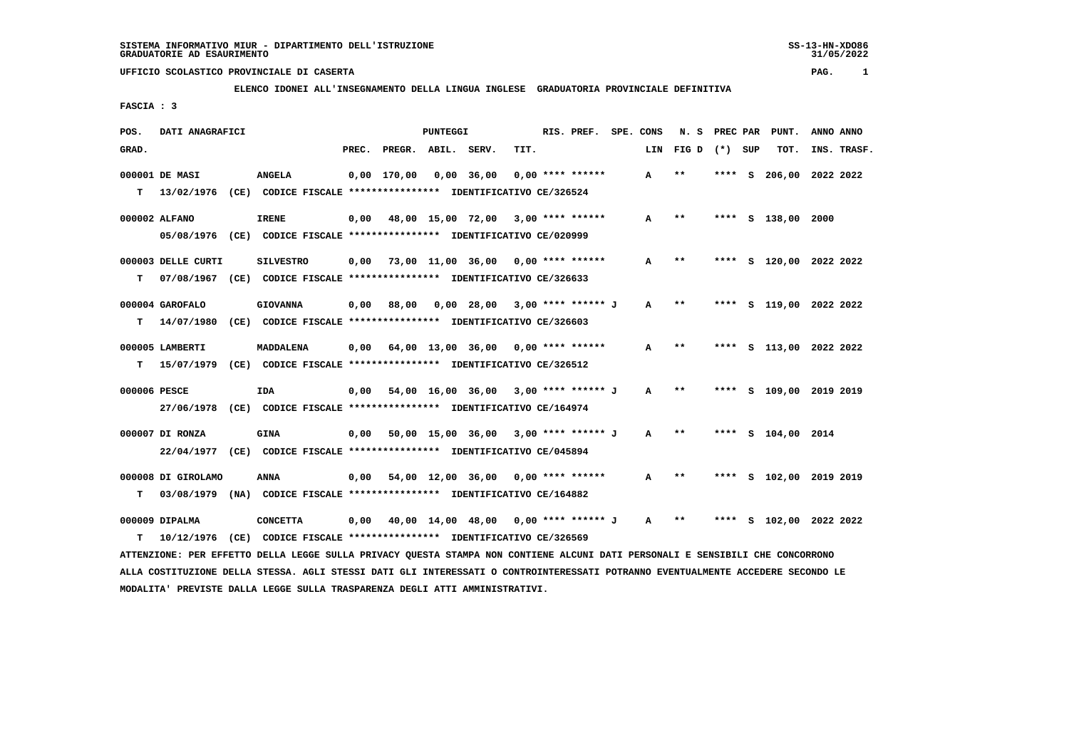SISTEMA INFORMATIVO MIUR - DIPARTIMENTO DELL'ISTRUZIONE
GRADUATORIE AD ESAURIMENTO

UFFICIO SCOLASTICO PROVINCIALE DI CASERTA

**ELENCO IDONEI ALL'INSEGNAMENTO DELLA LINGUA INGLESE GRADUATORIA PROVINCIALE DEFINITIVA**

FASCIA : 3

| POS. GRAD. | DATI ANAGRAFICI | | PREC. | PREGR. | ABIL. | SERV. | TIT. | RIS. PREF. | SPE. CONS | LIN | N. S FIG D | PREC PAR (*) | SUP | PUNT. TOT. | ANNO INS. | ANNO TRASF. |
|---|---|---|---|---|---|---|---|---|---|---|---|---|---|---|---|---|
| 000001 | DE MASI | ANGELA | 0,00 | 170,00 | 0,00 | 36,00 | 0,00 | **** ****** | | A | ** | **** | S | 206,00 | 2022 | 2022 |
| T | 13/02/1976 (CE) CODICE FISCALE **************** IDENTIFICATIVO CE/326524 | | | | | | | | | | | | | | | |
| 000002 | ALFANO | IRENE | 0,00 | 48,00 | 15,00 | 72,00 | 3,00 | **** ****** | | A | ** | **** | S | 138,00 | 2000 | |
| | 05/08/1976 (CE) CODICE FISCALE **************** IDENTIFICATIVO CE/020999 | | | | | | | | | | | | | | | |
| 000003 | DELLE CURTI | SILVESTRO | 0,00 | 73,00 | 11,00 | 36,00 | 0,00 | **** ****** | | A | ** | **** | S | 120,00 | 2022 | 2022 |
| T | 07/08/1967 (CE) CODICE FISCALE **************** IDENTIFICATIVO CE/326633 | | | | | | | | | | | | | | | |
| 000004 | GAROFALO | GIOVANNA | 0,00 | 88,00 | 0,00 | 28,00 | 3,00 | **** ****** J | | A | ** | **** | S | 119,00 | 2022 | 2022 |
| T | 14/07/1980 (CE) CODICE FISCALE **************** IDENTIFICATIVO CE/326603 | | | | | | | | | | | | | | | |
| 000005 | LAMBERTI | MADDALENA | 0,00 | 64,00 | 13,00 | 36,00 | 0,00 | **** ****** | | A | ** | **** | S | 113,00 | 2022 | 2022 |
| T | 15/07/1979 (CE) CODICE FISCALE **************** IDENTIFICATIVO CE/326512 | | | | | | | | | | | | | | | |
| 000006 | PESCE | IDA | 0,00 | 54,00 | 16,00 | 36,00 | 3,00 | **** ****** J | | A | ** | **** | S | 109,00 | 2019 | 2019 |
| | 27/06/1978 (CE) CODICE FISCALE **************** IDENTIFICATIVO CE/164974 | | | | | | | | | | | | | | | |
| 000007 | DI RONZA | GINA | 0,00 | 50,00 | 15,00 | 36,00 | 3,00 | **** ****** J | | A | ** | **** | S | 104,00 | 2014 | |
| | 22/04/1977 (CE) CODICE FISCALE **************** IDENTIFICATIVO CE/045894 | | | | | | | | | | | | | | | |
| 000008 | DI GIROLAMO | ANNA | 0,00 | 54,00 | 12,00 | 36,00 | 0,00 | **** ****** | | A | ** | **** | S | 102,00 | 2019 | 2019 |
| T | 03/08/1979 (NA) CODICE FISCALE **************** IDENTIFICATIVO CE/164882 | | | | | | | | | | | | | | | |
| 000009 | DIPALMA | CONCETTA | 0,00 | 40,00 | 14,00 | 48,00 | 0,00 | **** ****** J | | A | ** | **** | S | 102,00 | 2022 | 2022 |
| T | 10/12/1976 (CE) CODICE FISCALE **************** IDENTIFICATIVO CE/326569 | | | | | | | | | | | | | | | |

ATTENZIONE: PER EFFETTO DELLA LEGGE SULLA PRIVACY QUESTA STAMPA NON CONTIENE ALCUNI DATI PERSONALI E SENSIBILI CHE CONCORRONO ALLA COSTITUZIONE DELLA STESSA. AGLI STESSI DATI GLI INTERESSATI O CONTROINTERESSATI POTRANNO EVENTUALMENTE ACCEDERE SECONDO LE MODALITA' PREVISTE DALLA LEGGE SULLA TRASPARENZA DEGLI ATTI AMMINISTRATIVI.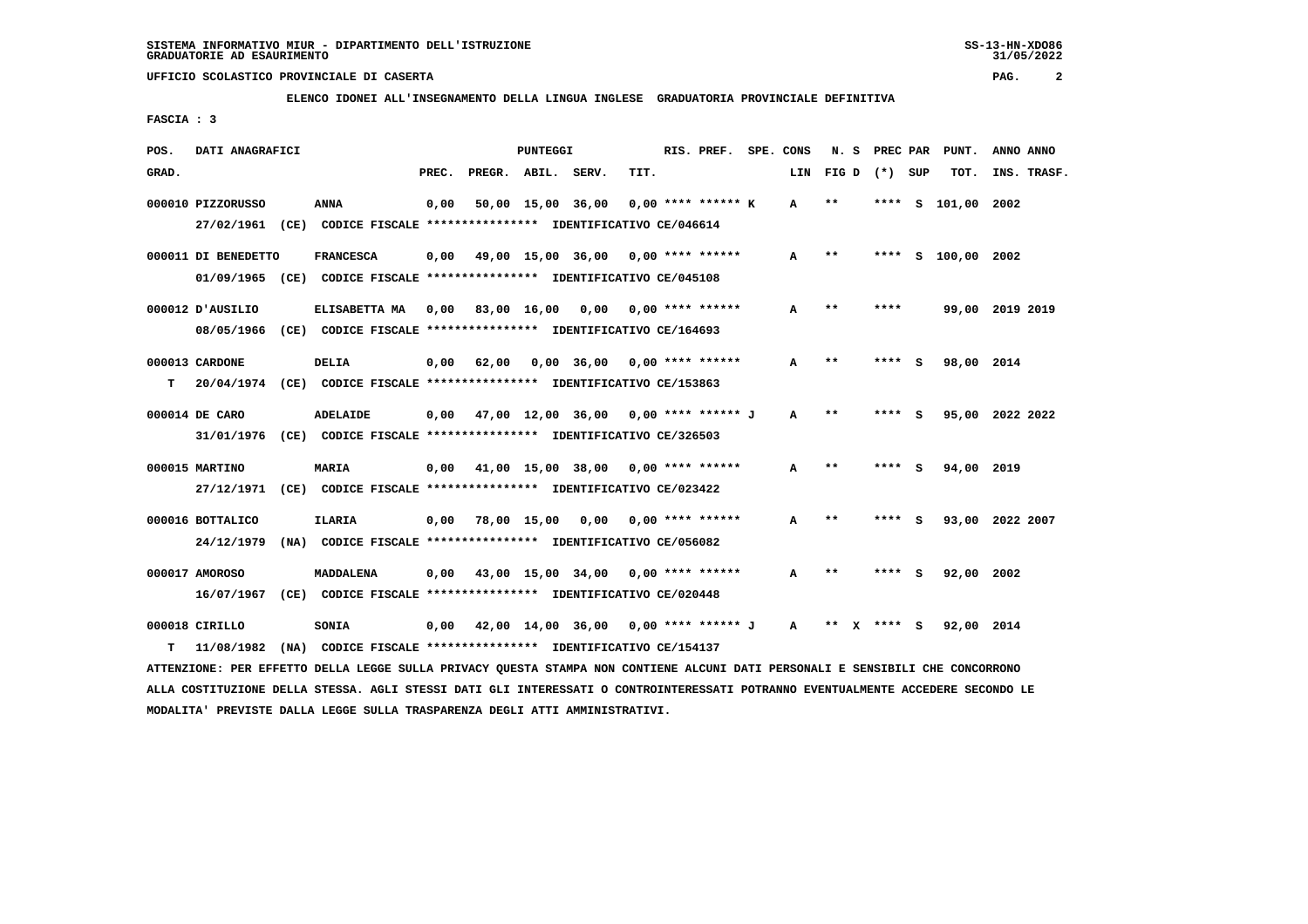SISTEMA INFORMATIVO MIUR - DIPARTIMENTO DELL'ISTRUZIONE
GRADUATORIE AD ESAURIMENTO

UFFICIO SCOLASTICO PROVINCIALE DI CASERTA

**ELENCO IDONEI ALL'INSEGNAMENTO DELLA LINGUA INGLESE GRADUATORIA PROVINCIALE DEFINITIVA**

FASCIA : 3

| POS. GRAD. | DATI ANAGRAFICI | | PREC. | PREGR. | ABIL. | SERV. | TIT. | RIS. PREF. | SPE. CONS LIN | N. S FIG D | PREC PAR (*) SUP | PUNT. TOT. | ANNO INS. | ANNO TRASF. |
|---|---|---|---|---|---|---|---|---|---|---|---|---|---|---|
| 000010 | PIZZORUSSO | ANNA | 0,00 | 50,00 | 15,00 | 36,00 | 0,00 | **** ****** K | A | ** | **** S | 101,00 | 2002 | |
| | 27/02/1961 (CE) CODICE FISCALE **************** IDENTIFICATIVO CE/046614 | | | | | | | | | | | | | |
| 000011 | DI BENEDETTO | FRANCESCA | 0,00 | 49,00 | 15,00 | 36,00 | 0,00 | **** ****** | A | ** | **** S | 100,00 | 2002 | |
| | 01/09/1965 (CE) CODICE FISCALE **************** IDENTIFICATIVO CE/045108 | | | | | | | | | | | | | |
| 000012 | D'AUSILIO | ELISABETTA MA | 0,00 | 83,00 | 16,00 | 0,00 | 0,00 | **** ****** | A | ** | **** | 99,00 | 2019 | 2019 |
| | 08/05/1966 (CE) CODICE FISCALE **************** IDENTIFICATIVO CE/164693 | | | | | | | | | | | | | |
| 000013 | CARDONE | DELIA | 0,00 | 62,00 | 0,00 | 36,00 | 0,00 | **** ****** | A | ** | **** S | 98,00 | 2014 | |
| T | 20/04/1974 (CE) CODICE FISCALE **************** IDENTIFICATIVO CE/153863 | | | | | | | | | | | | | |
| 000014 | DE CARO | ADELAIDE | 0,00 | 47,00 | 12,00 | 36,00 | 0,00 | **** ****** J | A | ** | **** S | 95,00 | 2022 | 2022 |
| | 31/01/1976 (CE) CODICE FISCALE **************** IDENTIFICATIVO CE/326503 | | | | | | | | | | | | | |
| 000015 | MARTINO | MARIA | 0,00 | 41,00 | 15,00 | 38,00 | 0,00 | **** ****** | A | ** | **** S | 94,00 | 2019 | |
| | 27/12/1971 (CE) CODICE FISCALE **************** IDENTIFICATIVO CE/023422 | | | | | | | | | | | | | |
| 000016 | BOTTALICO | ILARIA | 0,00 | 78,00 | 15,00 | 0,00 | 0,00 | **** ****** | A | ** | **** S | 93,00 | 2022 | 2007 |
| | 24/12/1979 (NA) CODICE FISCALE **************** IDENTIFICATIVO CE/056082 | | | | | | | | | | | | | |
| 000017 | AMOROSO | MADDALENA | 0,00 | 43,00 | 15,00 | 34,00 | 0,00 | **** ****** | A | ** | **** S | 92,00 | 2002 | |
| | 16/07/1967 (CE) CODICE FISCALE **************** IDENTIFICATIVO CE/020448 | | | | | | | | | | | | | |
| 000018 | CIRILLO | SONIA | 0,00 | 42,00 | 14,00 | 36,00 | 0,00 | **** ****** J | A | ** X | **** S | 92,00 | 2014 | |
| T | 11/08/1982 (NA) CODICE FISCALE **************** IDENTIFICATIVO CE/154137 | | | | | | | | | | | | | |

ATTENZIONE: PER EFFETTO DELLA LEGGE SULLA PRIVACY QUESTA STAMPA NON CONTIENE ALCUNI DATI PERSONALI E SENSIBILI CHE CONCORRONO ALLA COSTITUZIONE DELLA STESSA. AGLI STESSI DATI GLI INTERESSATI O CONTROINTERESSATI POTRANNO EVENTUALMENTE ACCEDERE SECONDO LE MODALITA' PREVISTE DALLA LEGGE SULLA TRASPARENZA DEGLI ATTI AMMINISTRATIVI.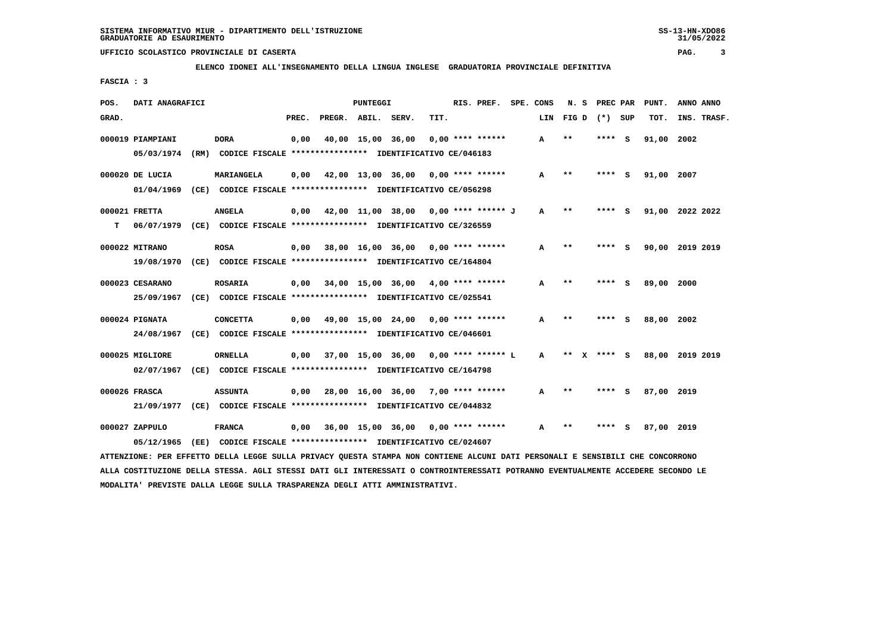SISTEMA INFORMATIVO MIUR - DIPARTIMENTO DELL'ISTRUZIONE
GRADUATORIE AD ESAURIMENTO

UFFICIO SCOLASTICO PROVINCIALE DI CASERTA

**ELENCO IDONEI ALL'INSEGNAMENTO DELLA LINGUA INGLESE GRADUATORIA PROVINCIALE DEFINITIVA**

FASCIA : 3

| POS. GRAD. | DATI ANAGRAFICI | | PREC. | PREGR. | ABIL. | SERV. | TIT. | RIS. PREF. | SPE. CONS | LIN | N. S FIG D | PREC PAR (*) | SUP | PUNT. TOT. | ANNO INS. | ANNO TRASF. |
|---|---|---|---|---|---|---|---|---|---|---|---|---|---|---|---|---|
| 000019 | PIAMPIANI | DORA | 0,00 | 40,00 | 15,00 | 36,00 | 0,00 | **** ****** | | A | ** | **** | S | 91,00 | 2002 | |
| | 05/03/1974 (RM) CODICE FISCALE **************** IDENTIFICATIVO CE/046183 | | | | | | | | | | | | | | | |
| 000020 | DE LUCIA | MARIANGELA | 0,00 | 42,00 | 13,00 | 36,00 | 0,00 | **** ****** | | A | ** | **** | S | 91,00 | 2007 | |
| | 01/04/1969 (CE) CODICE FISCALE **************** IDENTIFICATIVO CE/056298 | | | | | | | | | | | | | | | |
| 000021 | FRETTA | ANGELA | 0,00 | 42,00 | 11,00 | 38,00 | 0,00 | **** ****** | J | A | ** | **** | S | 91,00 | 2022 | 2022 |
| T | 06/07/1979 (CE) CODICE FISCALE **************** IDENTIFICATIVO CE/326559 | | | | | | | | | | | | | | | |
| 000022 | MITRANO | ROSA | 0,00 | 38,00 | 16,00 | 36,00 | 0,00 | **** ****** | | A | ** | **** | S | 90,00 | 2019 | 2019 |
| | 19/08/1970 (CE) CODICE FISCALE **************** IDENTIFICATIVO CE/164804 | | | | | | | | | | | | | | | |
| 000023 | CESARANO | ROSARIA | 0,00 | 34,00 | 15,00 | 36,00 | 4,00 | **** ****** | | A | ** | **** | S | 89,00 | 2000 | |
| | 25/09/1967 (CE) CODICE FISCALE **************** IDENTIFICATIVO CE/025541 | | | | | | | | | | | | | | | |
| 000024 | PIGNATA | CONCETTA | 0,00 | 49,00 | 15,00 | 24,00 | 0,00 | **** ****** | | A | ** | **** | S | 88,00 | 2002 | |
| | 24/08/1967 (CE) CODICE FISCALE **************** IDENTIFICATIVO CE/046601 | | | | | | | | | | | | | | | |
| 000025 | MIGLIORE | ORNELLA | 0,00 | 37,00 | 15,00 | 36,00 | 0,00 | **** ****** | L | A | ** X | **** | S | 88,00 | 2019 | 2019 |
| | 02/07/1967 (CE) CODICE FISCALE **************** IDENTIFICATIVO CE/164798 | | | | | | | | | | | | | | | |
| 000026 | FRASCA | ASSUNTA | 0,00 | 28,00 | 16,00 | 36,00 | 7,00 | **** ****** | | A | ** | **** | S | 87,00 | 2019 | |
| | 21/09/1977 (CE) CODICE FISCALE **************** IDENTIFICATIVO CE/044832 | | | | | | | | | | | | | | | |
| 000027 | ZAPPULO | FRANCA | 0,00 | 36,00 | 15,00 | 36,00 | 0,00 | **** ****** | | A | ** | **** | S | 87,00 | 2019 | |
| | 05/12/1965 (EE) CODICE FISCALE **************** IDENTIFICATIVO CE/024607 | | | | | | | | | | | | | | | |

ATTENZIONE: PER EFFETTO DELLA LEGGE SULLA PRIVACY QUESTA STAMPA NON CONTIENE ALCUNI DATI PERSONALI E SENSIBILI CHE CONCORRONO ALLA COSTITUZIONE DELLA STESSA. AGLI STESSI DATI GLI INTERESSATI O CONTROINTERESSATI POTRANNO EVENTUALMENTE ACCEDERE SECONDO LE MODALITA' PREVISTE DALLA LEGGE SULLA TRASPARENZA DEGLI ATTI AMMINISTRATIVI.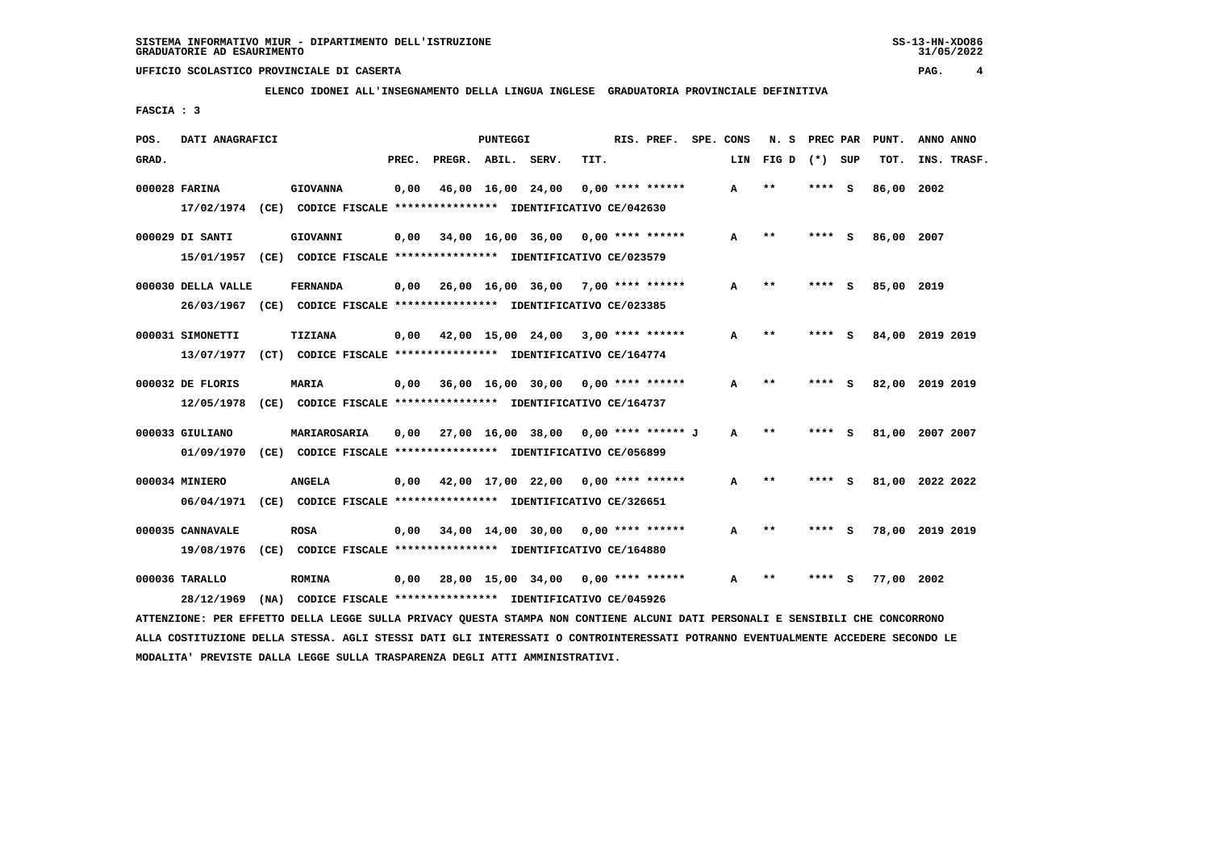SISTEMA INFORMATIVO MIUR - DIPARTIMENTO DELL'ISTRUZIONE
GRADUATORIE AD ESAURIMENTO

UFFICIO SCOLASTICO PROVINCIALE DI CASERTA

ELENCO IDONEI ALL'INSEGNAMENTO DELLA LINGUA INGLESE GRADUATORIA PROVINCIALE DEFINITIVA

FASCIA : 3

| POS. GRAD. | DATI ANAGRAFICI | | PREC. | PREGR. | ABIL. | SERV. | TIT. | RIS. PREF. | SPE. CONS | LIN | N. S FIG D | PREC PAR (*) | SUP | PUNT. TOT. | ANNO INS. | ANNO TRASF. |
|---|---|---|---|---|---|---|---|---|---|---|---|---|---|---|---|---|
| 000028 | FARINA | GIOVANNA | 0,00 | 46,00 | 16,00 | 24,00 | 0,00 | **** ****** | | A | ** | **** | S | 86,00 | 2002 | |
| | 17/02/1974 (CE) | CODICE FISCALE **************** IDENTIFICATIVO CE/042630 | | | | | | | | | | | | | | |
| 000029 | DI SANTI | GIOVANNI | 0,00 | 34,00 | 16,00 | 36,00 | 0,00 | **** ****** | | A | ** | **** | S | 86,00 | 2007 | |
| | 15/01/1957 (CE) | CODICE FISCALE **************** IDENTIFICATIVO CE/023579 | | | | | | | | | | | | | | |
| 000030 | DELLA VALLE | FERNANDA | 0,00 | 26,00 | 16,00 | 36,00 | 7,00 | **** ****** | | A | ** | **** | S | 85,00 | 2019 | |
| | 26/03/1967 (CE) | CODICE FISCALE **************** IDENTIFICATIVO CE/023385 | | | | | | | | | | | | | | |
| 000031 | SIMONETTI | TIZIANA | 0,00 | 42,00 | 15,00 | 24,00 | 3,00 | **** ****** | | A | ** | **** | S | 84,00 | 2019 | 2019 |
| | 13/07/1977 (CT) | CODICE FISCALE **************** IDENTIFICATIVO CE/164774 | | | | | | | | | | | | | | |
| 000032 | DE FLORIS | MARIA | 0,00 | 36,00 | 16,00 | 30,00 | 0,00 | **** ****** | | A | ** | **** | S | 82,00 | 2019 | 2019 |
| | 12/05/1978 (CE) | CODICE FISCALE **************** IDENTIFICATIVO CE/164737 | | | | | | | | | | | | | | |
| 000033 | GIULIANO | MARIAROSARIA | 0,00 | 27,00 | 16,00 | 38,00 | 0,00 | **** ****** J | | A | ** | **** | S | 81,00 | 2007 | 2007 |
| | 01/09/1970 (CE) | CODICE FISCALE **************** IDENTIFICATIVO CE/056899 | | | | | | | | | | | | | | |
| 000034 | MINIERO | ANGELA | 0,00 | 42,00 | 17,00 | 22,00 | 0,00 | **** ****** | | A | ** | **** | S | 81,00 | 2022 | 2022 |
| | 06/04/1971 (CE) | CODICE FISCALE **************** IDENTIFICATIVO CE/326651 | | | | | | | | | | | | | | |
| 000035 | CANNAVALE | ROSA | 0,00 | 34,00 | 14,00 | 30,00 | 0,00 | **** ****** | | A | ** | **** | S | 78,00 | 2019 | 2019 |
| | 19/08/1976 (CE) | CODICE FISCALE **************** IDENTIFICATIVO CE/164880 | | | | | | | | | | | | | | |
| 000036 | TARALLO | ROMINA | 0,00 | 28,00 | 15,00 | 34,00 | 0,00 | **** ****** | | A | ** | **** | S | 77,00 | 2002 | |
| | 28/12/1969 (NA) | CODICE FISCALE **************** IDENTIFICATIVO CE/045926 | | | | | | | | | | | | | | |

ATTENZIONE: PER EFFETTO DELLA LEGGE SULLA PRIVACY QUESTA STAMPA NON CONTIENE ALCUNI DATI PERSONALI E SENSIBILI CHE CONCORRONO ALLA COSTITUZIONE DELLA STESSA. AGLI STESSI DATI GLI INTERESSATI O CONTROINTERESSATI POTRANNO EVENTUALMENTE ACCEDERE SECONDO LE MODALITA' PREVISTE DALLA LEGGE SULLA TRASPARENZA DEGLI ATTI AMMINISTRATIVI.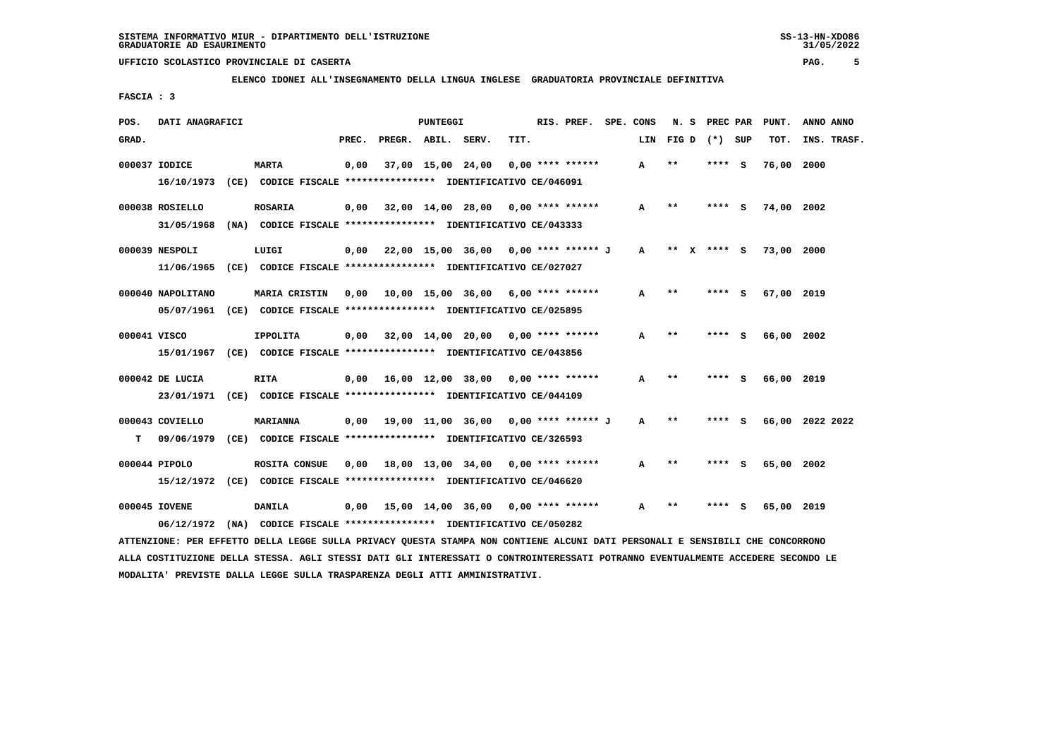SISTEMA INFORMATIVO MIUR - DIPARTIMENTO DELL'ISTRUZIONE
GRADUATORIE AD ESAURIMENTO

UFFICIO SCOLASTICO PROVINCIALE DI CASERTA

**ELENCO IDONEI ALL'INSEGNAMENTO DELLA LINGUA INGLESE GRADUATORIA PROVINCIALE DEFINITIVA**

FASCIA : 3

| POS. GRAD. | DATI ANAGRAFICI | | PREC. | PREGR. | ABIL. | SERV. | TIT. | RIS. PREF. | SPE. CONS LIN | N. S FIG D | PREC PAR (*) SUP | PUNT. TOT. | ANNO ANNO INS. TRASF. |
|---|---|---|---|---|---|---|---|---|---|---|---|---|---|
| 000037 | IODICE | MARTA | 0,00 | 37,00 | 15,00 | 24,00 | 0,00 | **** ****** | A | ** | **** S | 76,00 | 2000 |
| | 16/10/1973 (CE) CODICE FISCALE **************** IDENTIFICATIVO CE/046091 | | | | | | | | | | | | |
| 000038 | ROSIELLO | ROSARIA | 0,00 | 32,00 | 14,00 | 28,00 | 0,00 | **** ****** | A | ** | **** S | 74,00 | 2002 |
| | 31/05/1968 (NA) CODICE FISCALE **************** IDENTIFICATIVO CE/043333 | | | | | | | | | | | | |
| 000039 | NESPOLI | LUIGI | 0,00 | 22,00 | 15,00 | 36,00 | 0,00 | **** ****** J | A | ** X | **** S | 73,00 | 2000 |
| | 11/06/1965 (CE) CODICE FISCALE **************** IDENTIFICATIVO CE/027027 | | | | | | | | | | | | |
| 000040 | NAPOLITANO | MARIA CRISTIN | 0,00 | 10,00 | 15,00 | 36,00 | 6,00 | **** ****** | A | ** | **** S | 67,00 | 2019 |
| | 05/07/1961 (CE) CODICE FISCALE **************** IDENTIFICATIVO CE/025895 | | | | | | | | | | | | |
| 000041 | VISCO | IPPOLITA | 0,00 | 32,00 | 14,00 | 20,00 | 0,00 | **** ****** | A | ** | **** S | 66,00 | 2002 |
| | 15/01/1967 (CE) CODICE FISCALE **************** IDENTIFICATIVO CE/043856 | | | | | | | | | | | | |
| 000042 | DE LUCIA | RITA | 0,00 | 16,00 | 12,00 | 38,00 | 0,00 | **** ****** | A | ** | **** S | 66,00 | 2019 |
| | 23/01/1971 (CE) CODICE FISCALE **************** IDENTIFICATIVO CE/044109 | | | | | | | | | | | | |
| 000043 | COVIELLO | MARIANNA | 0,00 | 19,00 | 11,00 | 36,00 | 0,00 | **** ****** J | A | ** | **** S | 66,00 | 2022 2022 |
| T | 09/06/1979 (CE) CODICE FISCALE **************** IDENTIFICATIVO CE/326593 | | | | | | | | | | | | |
| 000044 | PIPOLO | ROSITA CONSUE | 0,00 | 18,00 | 13,00 | 34,00 | 0,00 | **** ****** | A | ** | **** S | 65,00 | 2002 |
| | 15/12/1972 (CE) CODICE FISCALE **************** IDENTIFICATIVO CE/046620 | | | | | | | | | | | | |
| 000045 | IOVENE | DANILA | 0,00 | 15,00 | 14,00 | 36,00 | 0,00 | **** ****** | A | ** | **** S | 65,00 | 2019 |
| | 06/12/1972 (NA) CODICE FISCALE **************** IDENTIFICATIVO CE/050282 | | | | | | | | | | | | |

ATTENZIONE: PER EFFETTO DELLA LEGGE SULLA PRIVACY QUESTA STAMPA NON CONTIENE ALCUNI DATI PERSONALI E SENSIBILI CHE CONCORRONO ALLA COSTITUZIONE DELLA STESSA. AGLI STESSI DATI GLI INTERESSATI O CONTROINTERESSATI POTRANNO EVENTUALMENTE ACCEDERE SECONDO LE MODALITA' PREVISTE DALLA LEGGE SULLA TRASPARENZA DEGLI ATTI AMMINISTRATIVI.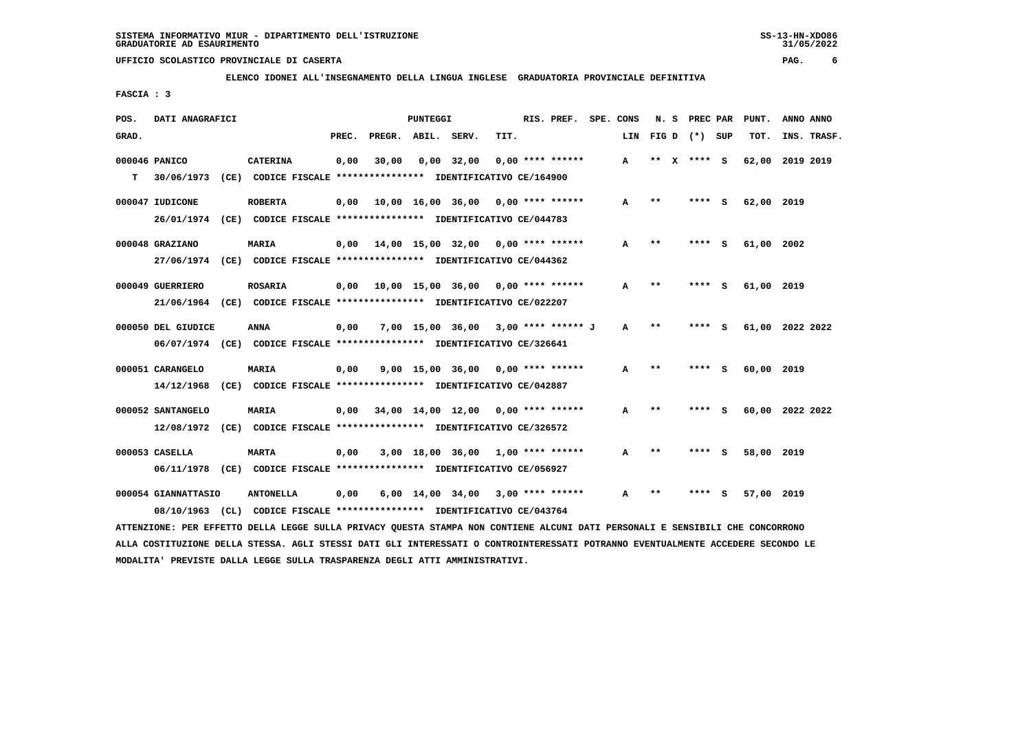SISTEMA INFORMATIVO MIUR - DIPARTIMENTO DELL'ISTRUZIONE
GRADUATORIE AD ESAURIMENTO

UFFICIO SCOLASTICO PROVINCIALE DI CASERTA

**ELENCO IDONEI ALL'INSEGNAMENTO DELLA LINGUA INGLESE GRADUATORIA PROVINCIALE DEFINITIVA**

FASCIA : 3

| POS. GRAD. | DATI ANAGRAFICI | | PUNTEGGI PREC. | PREGR. | ABIL. | SERV. | TIT. | RIS. PREF. | SPE. CONS LIN | N. S FIG D | PREC PAR (*) SUP | PUNT. TOT. | ANNO ANNO INS. TRASF. |
|---|---|---|---|---|---|---|---|---|---|---|---|---|---|
| 000046 | PANICO | CATERINA | 0,00 | 30,00 | 0,00 | 32,00 | 0,00 | **** ****** | A | ** X | **** S | 62,00 | 2019 2019 |
| T | 30/06/1973 (CE) CODICE FISCALE **************** IDENTIFICATIVO CE/164900 | | | | | | | | | | | | |
| 000047 | IUDICONE | ROBERTA | 0,00 | 10,00 | 16,00 | 36,00 | 0,00 | **** ****** | A | ** | **** S | 62,00 | 2019 |
| | 26/01/1974 (CE) CODICE FISCALE **************** IDENTIFICATIVO CE/044783 | | | | | | | | | | | | |
| 000048 | GRAZIANO | MARIA | 0,00 | 14,00 | 15,00 | 32,00 | 0,00 | **** ****** | A | ** | **** S | 61,00 | 2002 |
| | 27/06/1974 (CE) CODICE FISCALE **************** IDENTIFICATIVO CE/044362 | | | | | | | | | | | | |
| 000049 | GUERRIERO | ROSARIA | 0,00 | 10,00 | 15,00 | 36,00 | 0,00 | **** ****** | A | ** | **** S | 61,00 | 2019 |
| | 21/06/1964 (CE) CODICE FISCALE **************** IDENTIFICATIVO CE/022207 | | | | | | | | | | | | |
| 000050 | DEL GIUDICE | ANNA | 0,00 | 7,00 | 15,00 | 36,00 | 3,00 | **** ****** J | A | ** | **** S | 61,00 | 2022 2022 |
| | 06/07/1974 (CE) CODICE FISCALE **************** IDENTIFICATIVO CE/326641 | | | | | | | | | | | | |
| 000051 | CARANGELO | MARIA | 0,00 | 9,00 | 15,00 | 36,00 | 0,00 | **** ****** | A | ** | **** S | 60,00 | 2019 |
| | 14/12/1968 (CE) CODICE FISCALE **************** IDENTIFICATIVO CE/042887 | | | | | | | | | | | | |
| 000052 | SANTANGELO | MARIA | 0,00 | 34,00 | 14,00 | 12,00 | 0,00 | **** ****** | A | ** | **** S | 60,00 | 2022 2022 |
| | 12/08/1972 (CE) CODICE FISCALE **************** IDENTIFICATIVO CE/326572 | | | | | | | | | | | | |
| 000053 | CASELLA | MARTA | 0,00 | 3,00 | 18,00 | 36,00 | 1,00 | **** ****** | A | ** | **** S | 58,00 | 2019 |
| | 06/11/1978 (CE) CODICE FISCALE **************** IDENTIFICATIVO CE/056927 | | | | | | | | | | | | |
| 000054 | GIANNATTASIO | ANTONELLA | 0,00 | 6,00 | 14,00 | 34,00 | 3,00 | **** ****** | A | ** | **** S | 57,00 | 2019 |
| | 08/10/1963 (CL) CODICE FISCALE **************** IDENTIFICATIVO CE/043764 | | | | | | | | | | | | |

ATTENZIONE: PER EFFETTO DELLA LEGGE SULLA PRIVACY QUESTA STAMPA NON CONTIENE ALCUNI DATI PERSONALI E SENSIBILI CHE CONCORRONO ALLA COSTITUZIONE DELLA STESSA. AGLI STESSI DATI GLI INTERESSATI O CONTROINTERESSATI POTRANNO EVENTUALMENTE ACCEDERE SECONDO LE MODALITA' PREVISTE DALLA LEGGE SULLA TRASPARENZA DEGLI ATTI AMMINISTRATIVI.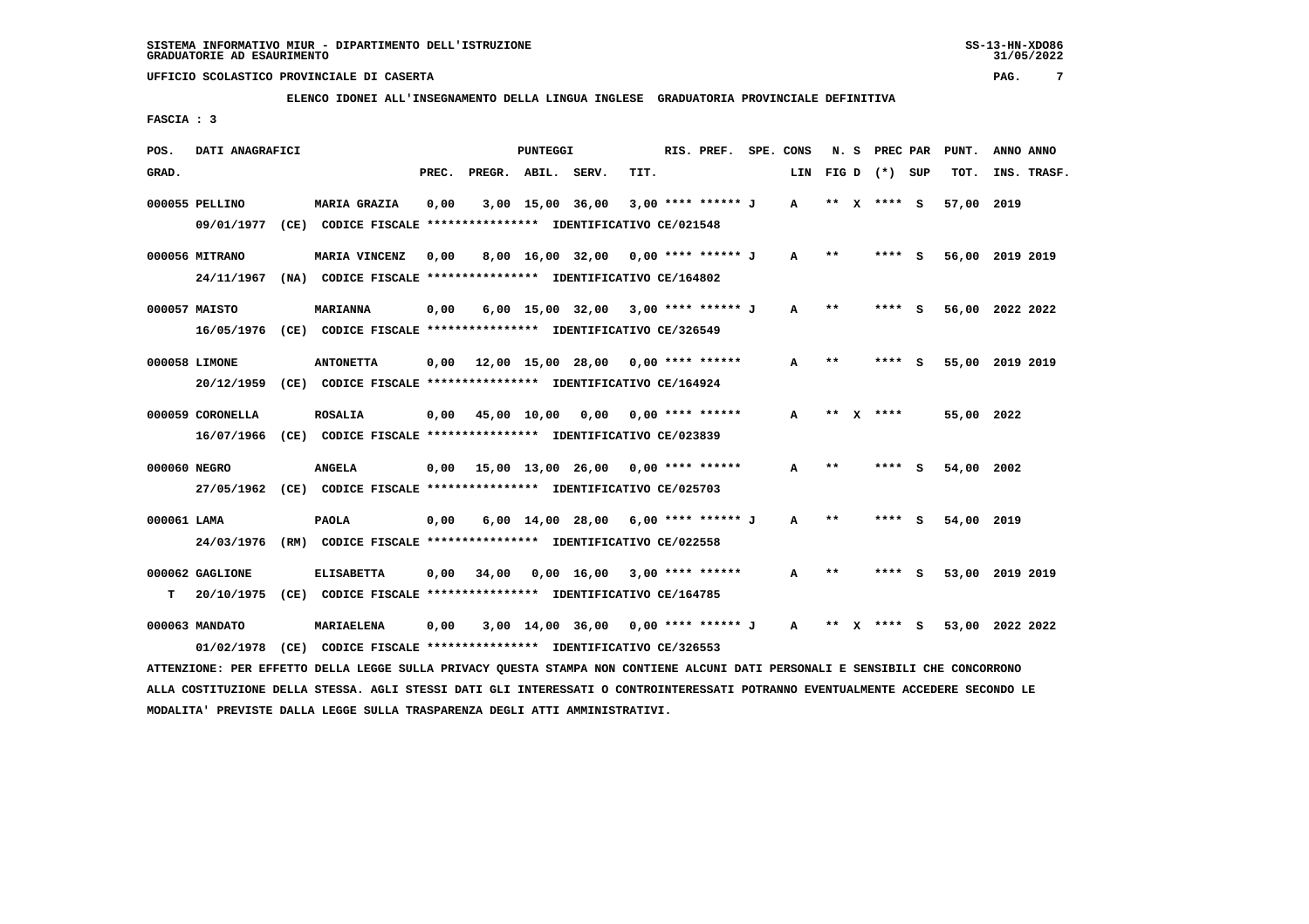SISTEMA INFORMATIVO MIUR - DIPARTIMENTO DELL'ISTRUZIONE
GRADUATORIE AD ESAURIMENTO

UFFICIO SCOLASTICO PROVINCIALE DI CASERTA

ELENCO IDONEI ALL'INSEGNAMENTO DELLA LINGUA INGLESE GRADUATORIA PROVINCIALE DEFINITIVA

FASCIA : 3

| POS. GRAD. | DATI ANAGRAFICI | | PREC. | PREGR. | ABIL. | SERV. | TIT. | RIS. PREF. | SPE. CONS LIN | N. S FIG D | PREC PAR (*) SUP | PUNT. TOT. | ANNO INS. | ANNO TRASF. |
|---|---|---|---|---|---|---|---|---|---|---|---|---|---|---|
| 000055 | PELLINO | MARIA GRAZIA | 0,00 | 3,00 | 15,00 | 36,00 | 3,00 | **** ****** J | A | ** X | **** S | 57,00 | 2019 | |
| | 09/01/1977 (CE) CODICE FISCALE **************** IDENTIFICATIVO CE/021548 | | | | | | | | | | | | | |
| 000056 | MITRANO | MARIA VINCENZ | 0,00 | 8,00 | 16,00 | 32,00 | 0,00 | **** ****** J | A | ** | **** S | 56,00 | 2019 | 2019 |
| | 24/11/1967 (NA) CODICE FISCALE **************** IDENTIFICATIVO CE/164802 | | | | | | | | | | | | | |
| 000057 | MAISTO | MARIANNA | 0,00 | 6,00 | 15,00 | 32,00 | 3,00 | **** ****** J | A | ** | **** S | 56,00 | 2022 | 2022 |
| | 16/05/1976 (CE) CODICE FISCALE **************** IDENTIFICATIVO CE/326549 | | | | | | | | | | | | | |
| 000058 | LIMONE | ANTONETTA | 0,00 | 12,00 | 15,00 | 28,00 | 0,00 | **** ****** | A | ** | **** S | 55,00 | 2019 | 2019 |
| | 20/12/1959 (CE) CODICE FISCALE **************** IDENTIFICATIVO CE/164924 | | | | | | | | | | | | | |
| 000059 | CORONELLA | ROSALIA | 0,00 | 45,00 | 10,00 | 0,00 | 0,00 | **** ****** | A | ** X | **** | 55,00 | 2022 | |
| | 16/07/1966 (CE) CODICE FISCALE **************** IDENTIFICATIVO CE/023839 | | | | | | | | | | | | | |
| 000060 | NEGRO | ANGELA | 0,00 | 15,00 | 13,00 | 26,00 | 0,00 | **** ****** | A | ** | **** S | 54,00 | 2002 | |
| | 27/05/1962 (CE) CODICE FISCALE **************** IDENTIFICATIVO CE/025703 | | | | | | | | | | | | | |
| 000061 | LAMA | PAOLA | 0,00 | 6,00 | 14,00 | 28,00 | 6,00 | **** ****** J | A | ** | **** S | 54,00 | 2019 | |
| | 24/03/1976 (RM) CODICE FISCALE **************** IDENTIFICATIVO CE/022558 | | | | | | | | | | | | | |
| 000062 | GAGLIONE | ELISABETTA | 0,00 | 34,00 | 0,00 | 16,00 | 3,00 | **** ****** | A | ** | **** S | 53,00 | 2019 | 2019 |
| T | 20/10/1975 (CE) CODICE FISCALE **************** IDENTIFICATIVO CE/164785 | | | | | | | | | | | | | |
| 000063 | MANDATO | MARIAELENA | 0,00 | 3,00 | 14,00 | 36,00 | 0,00 | **** ****** J | A | ** X | **** S | 53,00 | 2022 | 2022 |
| | 01/02/1978 (CE) CODICE FISCALE **************** IDENTIFICATIVO CE/326553 | | | | | | | | | | | | | |

ATTENZIONE: PER EFFETTO DELLA LEGGE SULLA PRIVACY QUESTA STAMPA NON CONTIENE ALCUNI DATI PERSONALI E SENSIBILI CHE CONCORRONO ALLA COSTITUZIONE DELLA STESSA. AGLI STESSI DATI GLI INTERESSATI O CONTROINTERESSATI POTRANNO EVENTUALMENTE ACCEDERE SECONDO LE MODALITA' PREVISTE DALLA LEGGE SULLA TRASPARENZA DEGLI ATTI AMMINISTRATIVI.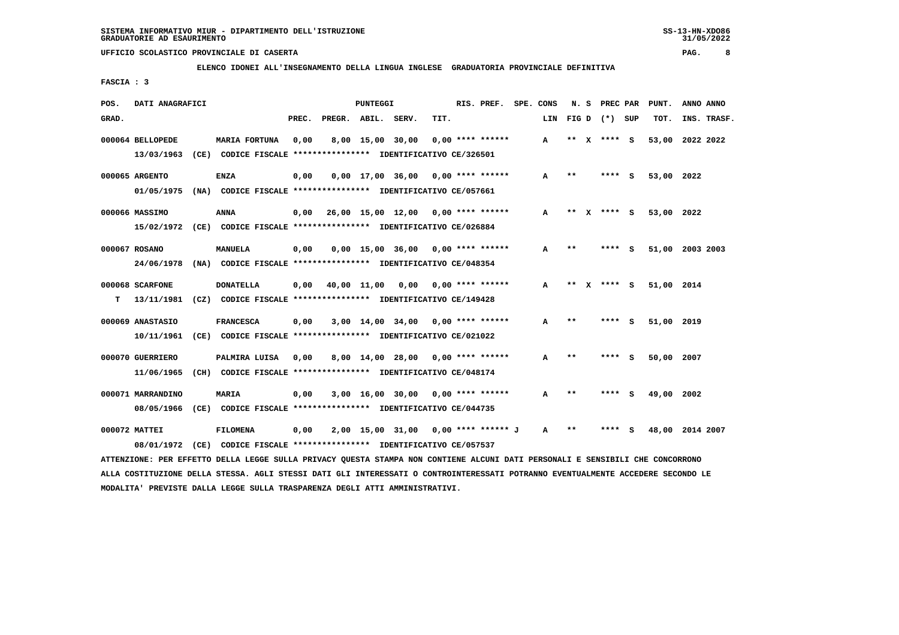SISTEMA INFORMATIVO MIUR - DIPARTIMENTO DELL'ISTRUZIONE
GRADUATORIE AD ESAURIMENTO

UFFICIO SCOLASTICO PROVINCIALE DI CASERTA

ELENCO IDONEI ALL'INSEGNAMENTO DELLA LINGUA INGLESE GRADUATORIA PROVINCIALE DEFINITIVA

FASCIA : 3

| POS. GRAD. | DATI ANAGRAFICI | | PREC. | PREGR. | ABIL. | SERV. | TIT. | RIS. PREF. | SPE. CONS | LIN | N. S FIG D | PREC PAR (*) SUP | PUNT. TOT. | ANNO INS. | ANNO TRASF. |
|---|---|---|---|---|---|---|---|---|---|---|---|---|---|---|---|
| 000064 | BELLOPEDE 13/03/1963 (CE) CODICE FISCALE **************** IDENTIFICATIVO CE/326501 | MARIA FORTUNA | 0,00 | 8,00 | 15,00 | 30,00 | 0,00 | **** ****** | | A | ** X | **** S | 53,00 | 2022 | 2022 |
| 000065 | ARGENTO 01/05/1975 (NA) CODICE FISCALE **************** IDENTIFICATIVO CE/057661 | ENZA | 0,00 | 0,00 | 17,00 | 36,00 | 0,00 | **** ****** | | A | ** | **** S | 53,00 | 2022 | |
| 000066 | MASSIMO 15/02/1972 (CE) CODICE FISCALE **************** IDENTIFICATIVO CE/026884 | ANNA | 0,00 | 26,00 | 15,00 | 12,00 | 0,00 | **** ****** | | A | ** X | **** S | 53,00 | 2022 | |
| 000067 | ROSANO 24/06/1978 (NA) CODICE FISCALE **************** IDENTIFICATIVO CE/048354 | MANUELA | 0,00 | 0,00 | 15,00 | 36,00 | 0,00 | **** ****** | | A | ** | **** S | 51,00 | 2003 | 2003 |
| 000068 T | SCARFONE 13/11/1981 (CZ) CODICE FISCALE **************** IDENTIFICATIVO CE/149428 | DONATELLA | 0,00 | 40,00 | 11,00 | 0,00 | 0,00 | **** ****** | | A | ** X | **** S | 51,00 | 2014 | |
| 000069 | ANASTASIO 10/11/1961 (CE) CODICE FISCALE **************** IDENTIFICATIVO CE/021022 | FRANCESCA | 0,00 | 3,00 | 14,00 | 34,00 | 0,00 | **** ****** | | A | ** | **** S | 51,00 | 2019 | |
| 000070 | GUERRIERO 11/06/1965 (CH) CODICE FISCALE **************** IDENTIFICATIVO CE/048174 | PALMIRA LUISA | 0,00 | 8,00 | 14,00 | 28,00 | 0,00 | **** ****** | | A | ** | **** S | 50,00 | 2007 | |
| 000071 | MARRANDINO 08/05/1966 (CE) CODICE FISCALE **************** IDENTIFICATIVO CE/044735 | MARIA | 0,00 | 3,00 | 16,00 | 30,00 | 0,00 | **** ****** | | A | ** | **** S | 49,00 | 2002 | |
| 000072 | MATTEI 08/01/1972 (CE) CODICE FISCALE **************** IDENTIFICATIVO CE/057537 | FILOMENA | 0,00 | 2,00 | 15,00 | 31,00 | 0,00 | **** ****** J | | A | ** | **** S | 48,00 | 2014 | 2007 |

ATTENZIONE: PER EFFETTO DELLA LEGGE SULLA PRIVACY QUESTA STAMPA NON CONTIENE ALCUNI DATI PERSONALI E SENSIBILI CHE CONCORRONO ALLA COSTITUZIONE DELLA STESSA. AGLI STESSI DATI GLI INTERESSATI O CONTROINTERESSATI POTRANNO EVENTUALMENTE ACCEDERE SECONDO LE MODALITA' PREVISTE DALLA LEGGE SULLA TRASPARENZA DEGLI ATTI AMMINISTRATIVI.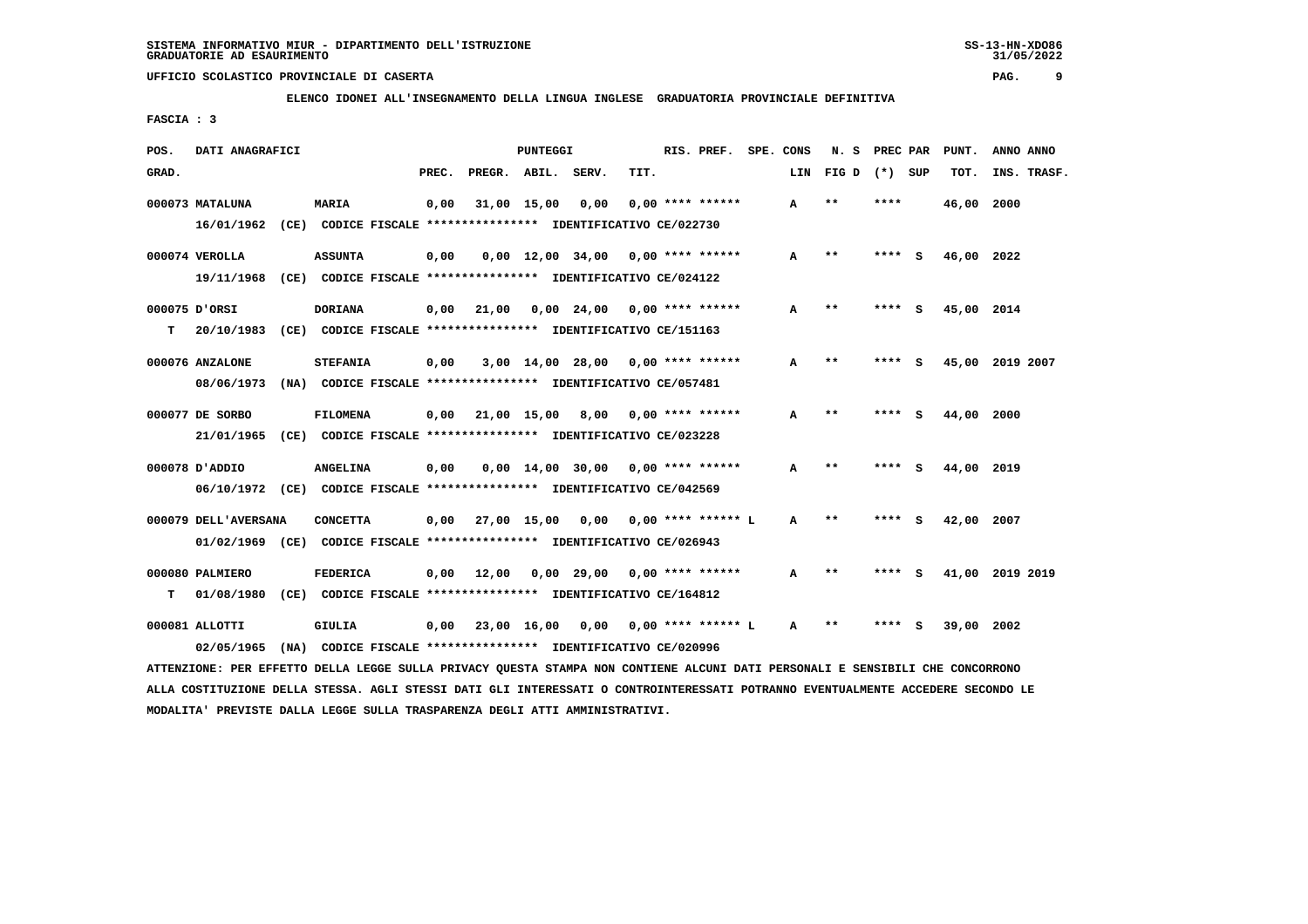SISTEMA INFORMATIVO MIUR - DIPARTIMENTO DELL'ISTRUZIONE
GRADUATORIE AD ESAURIMENTO

UFFICIO SCOLASTICO PROVINCIALE DI CASERTA

ELENCO IDONEI ALL'INSEGNAMENTO DELLA LINGUA INGLESE GRADUATORIA PROVINCIALE DEFINITIVA

FASCIA : 3

| POS. GRAD. | DATI ANAGRAFICI | | PREC. | PREGR. | ABIL. | SERV. | TIT. | RIS. PREF. | SPE. CONS LIN | N. S FIG D | PREC PAR (*) SUP | PUNT. TOT. | ANNO INS. | ANNO TRASF. |
|---|---|---|---|---|---|---|---|---|---|---|---|---|---|---|
| 000073 | MATALUNA | MARIA | 0,00 | 31,00 | 15,00 | 0,00 | 0,00 | **** ****** | A | ** | **** | 46,00 | 2000 | |
| | 16/01/1962 (CE) CODICE FISCALE **************** IDENTIFICATIVO CE/022730 | | | | | | | | | | | | | |
| 000074 | VEROLLA | ASSUNTA | 0,00 | 0,00 | 12,00 | 34,00 | 0,00 | **** ****** | A | ** | **** S | 46,00 | 2022 | |
| | 19/11/1968 (CE) CODICE FISCALE **************** IDENTIFICATIVO CE/024122 | | | | | | | | | | | | | |
| 000075 | D'ORSI | DORIANA | 0,00 | 21,00 | 0,00 | 24,00 | 0,00 | **** ****** | A | ** | **** S | 45,00 | 2014 | |
| T | 20/10/1983 (CE) CODICE FISCALE **************** IDENTIFICATIVO CE/151163 | | | | | | | | | | | | | |
| 000076 | ANZALONE | STEFANIA | 0,00 | 3,00 | 14,00 | 28,00 | 0,00 | **** ****** | A | ** | **** S | 45,00 | 2019 | 2007 |
| | 08/06/1973 (NA) CODICE FISCALE **************** IDENTIFICATIVO CE/057481 | | | | | | | | | | | | | |
| 000077 | DE SORBO | FILOMENA | 0,00 | 21,00 | 15,00 | 8,00 | 0,00 | **** ****** | A | ** | **** S | 44,00 | 2000 | |
| | 21/01/1965 (CE) CODICE FISCALE **************** IDENTIFICATIVO CE/023228 | | | | | | | | | | | | | |
| 000078 | D'ADDIO | ANGELINA | 0,00 | 0,00 | 14,00 | 30,00 | 0,00 | **** ****** | A | ** | **** S | 44,00 | 2019 | |
| | 06/10/1972 (CE) CODICE FISCALE **************** IDENTIFICATIVO CE/042569 | | | | | | | | | | | | | |
| 000079 | DELL'AVERSANA | CONCETTA | 0,00 | 27,00 | 15,00 | 0,00 | 0,00 | **** ****** L | A | ** | **** S | 42,00 | 2007 | |
| | 01/02/1969 (CE) CODICE FISCALE **************** IDENTIFICATIVO CE/026943 | | | | | | | | | | | | | |
| 000080 | PALMIERO | FEDERICA | 0,00 | 12,00 | 0,00 | 29,00 | 0,00 | **** ****** | A | ** | **** S | 41,00 | 2019 | 2019 |
| T | 01/08/1980 (CE) CODICE FISCALE **************** IDENTIFICATIVO CE/164812 | | | | | | | | | | | | | |
| 000081 | ALLOTTI | GIULIA | 0,00 | 23,00 | 16,00 | 0,00 | 0,00 | **** ****** L | A | ** | **** S | 39,00 | 2002 | |
| | 02/05/1965 (NA) CODICE FISCALE **************** IDENTIFICATIVO CE/020996 | | | | | | | | | | | | | |

ATTENZIONE: PER EFFETTO DELLA LEGGE SULLA PRIVACY QUESTA STAMPA NON CONTIENE ALCUNI DATI PERSONALI E SENSIBILI CHE CONCORRONO ALLA COSTITUZIONE DELLA STESSA. AGLI STESSI DATI GLI INTERESSATI O CONTROINTERESSATI POTRANNO EVENTUALMENTE ACCEDERE SECONDO LE MODALITA' PREVISTE DALLA LEGGE SULLA TRASPARENZA DEGLI ATTI AMMINISTRATIVI.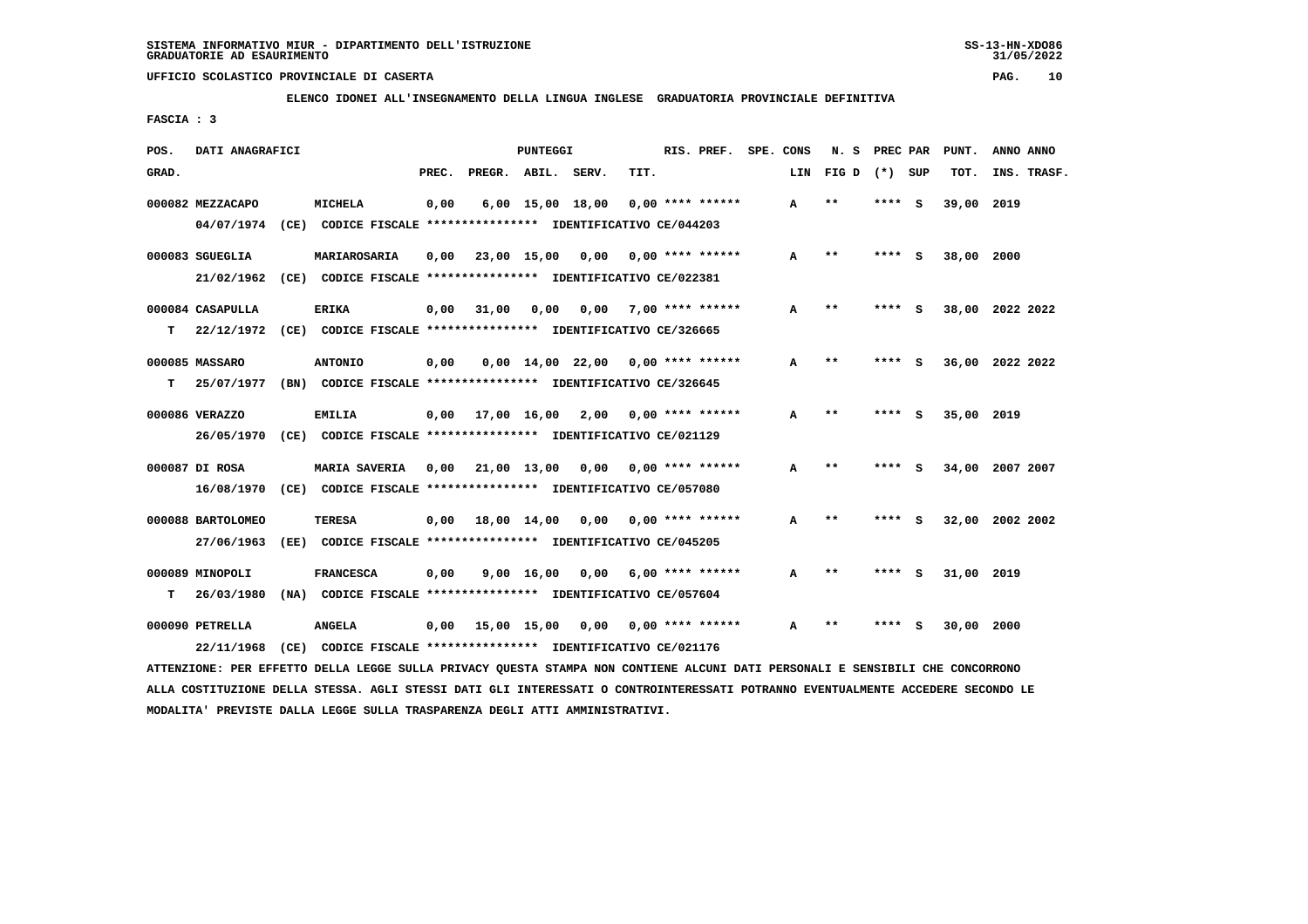SISTEMA INFORMATIVO MIUR - DIPARTIMENTO DELL'ISTRUZIONE
GRADUATORIE AD ESAURIMENTO

UFFICIO SCOLASTICO PROVINCIALE DI CASERTA

**ELENCO IDONEI ALL'INSEGNAMENTO DELLA LINGUA INGLESE GRADUATORIA PROVINCIALE DEFINITIVA**

FASCIA : 3

| POS. GRAD. | DATI ANAGRAFICI | | PREC. | PREGR. | ABIL. | SERV. | TIT. | RIS. PREF. | SPE. CONS LIN | N. S FIG D | PREC PAR (*) SUP | PUNT. TOT. | ANNO INS. | ANNO TRASF. |
|---|---|---|---|---|---|---|---|---|---|---|---|---|---|---|
| 000082 | MEZZACAPO | MICHELA | 0,00 | 6,00 | 15,00 | 18,00 | 0,00 | **** ****** | A | ** | **** S | 39,00 | 2019 | |
| | 04/07/1974 (CE) CODICE FISCALE **************** IDENTIFICATIVO CE/044203 | | | | | | | | | | | | | |
| 000083 | SGUEGLIA | MARIAROSARIA | 0,00 | 23,00 | 15,00 | 0,00 | 0,00 | **** ****** | A | ** | **** S | 38,00 | 2000 | |
| | 21/02/1962 (CE) CODICE FISCALE **************** IDENTIFICATIVO CE/022381 | | | | | | | | | | | | | |
| 000084 | CASAPULLA | ERIKA | 0,00 | 31,00 | 0,00 | 0,00 | 7,00 | **** ****** | A | ** | **** S | 38,00 | 2022 | 2022 |
| T | 22/12/1972 (CE) CODICE FISCALE **************** IDENTIFICATIVO CE/326665 | | | | | | | | | | | | | |
| 000085 | MASSARO | ANTONIO | 0,00 | 0,00 | 14,00 | 22,00 | 0,00 | **** ****** | A | ** | **** S | 36,00 | 2022 | 2022 |
| T | 25/07/1977 (BN) CODICE FISCALE **************** IDENTIFICATIVO CE/326645 | | | | | | | | | | | | | |
| 000086 | VERAZZO | EMILIA | 0,00 | 17,00 | 16,00 | 2,00 | 0,00 | **** ****** | A | ** | **** S | 35,00 | 2019 | |
| | 26/05/1970 (CE) CODICE FISCALE **************** IDENTIFICATIVO CE/021129 | | | | | | | | | | | | | |
| 000087 | DI ROSA | MARIA SAVERIA | 0,00 | 21,00 | 13,00 | 0,00 | 0,00 | **** ****** | A | ** | **** S | 34,00 | 2007 | 2007 |
| | 16/08/1970 (CE) CODICE FISCALE **************** IDENTIFICATIVO CE/057080 | | | | | | | | | | | | | |
| 000088 | BARTOLOMEO | TERESA | 0,00 | 18,00 | 14,00 | 0,00 | 0,00 | **** ****** | A | ** | **** S | 32,00 | 2002 | 2002 |
| | 27/06/1963 (EE) CODICE FISCALE **************** IDENTIFICATIVO CE/045205 | | | | | | | | | | | | | |
| 000089 | MINOPOLI | FRANCESCA | 0,00 | 9,00 | 16,00 | 0,00 | 6,00 | **** ****** | A | ** | **** S | 31,00 | 2019 | |
| T | 26/03/1980 (NA) CODICE FISCALE **************** IDENTIFICATIVO CE/057604 | | | | | | | | | | | | | |
| 000090 | PETRELLA | ANGELA | 0,00 | 15,00 | 15,00 | 0,00 | 0,00 | **** ****** | A | ** | **** S | 30,00 | 2000 | |
| | 22/11/1968 (CE) CODICE FISCALE **************** IDENTIFICATIVO CE/021176 | | | | | | | | | | | | | |

ATTENZIONE: PER EFFETTO DELLA LEGGE SULLA PRIVACY QUESTA STAMPA NON CONTIENE ALCUNI DATI PERSONALI E SENSIBILI CHE CONCORRONO ALLA COSTITUZIONE DELLA STESSA. AGLI STESSI DATI GLI INTERESSATI O CONTROINTERESSATI POTRANNO EVENTUALMENTE ACCEDERE SECONDO LE MODALITA' PREVISTE DALLA LEGGE SULLA TRASPARENZA DEGLI ATTI AMMINISTRATIVI.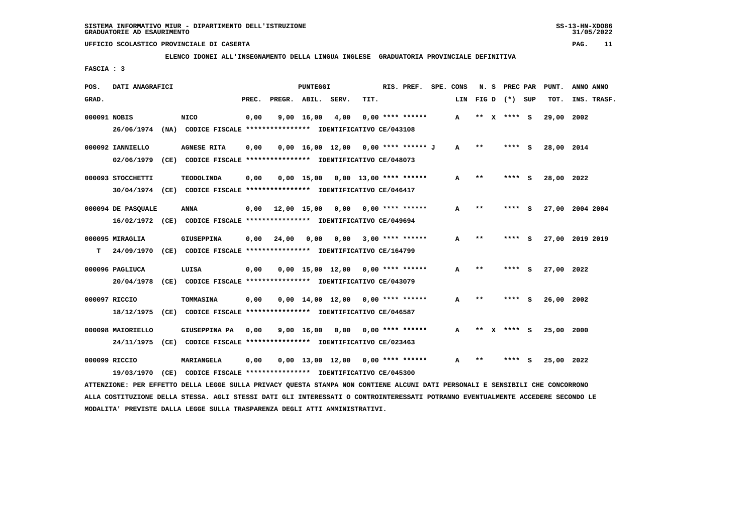SISTEMA INFORMATIVO MIUR - DIPARTIMENTO DELL'ISTRUZIONE
GRADUATORIE AD ESAURIMENTO

UFFICIO SCOLASTICO PROVINCIALE DI CASERTA

**ELENCO IDONEI ALL'INSEGNAMENTO DELLA LINGUA INGLESE GRADUATORIA PROVINCIALE DEFINITIVA**

**FASCIA : 3**

| POS. GRAD. | DATI ANAGRAFICI | | PREC. | PREGR. | ABIL. | SERV. | TIT. | RIS. PREF. | SPE. CONS LIN | N. S FIG D | PREC PAR (*) SUP | PUNT. TOT. | ANNO ANNO INS. TRASF. |
|---|---|---|---|---|---|---|---|---|---|---|---|---|---|
| 000091 | NOBIS | NICO | 0,00 | 9,00 | 16,00 | 4,00 | 0,00 | **** ****** | A | ** X | **** S | 29,00 | 2002 |
| | 26/06/1974 (NA) CODICE FISCALE **************** IDENTIFICATIVO CE/043108 | | | | | | | | | | | | |
| 000092 | IANNIELLO | AGNESE RITA | 0,00 | 0,00 | 16,00 | 12,00 | 0,00 | **** ****** J | A | ** | **** S | 28,00 | 2014 |
| | 02/06/1979 (CE) CODICE FISCALE **************** IDENTIFICATIVO CE/048073 | | | | | | | | | | | | |
| 000093 | STOCCHETTI | TEODOLINDA | 0,00 | 0,00 | 15,00 | 0,00 | 13,00 | **** ****** | A | ** | **** S | 28,00 | 2022 |
| | 30/04/1974 (CE) CODICE FISCALE **************** IDENTIFICATIVO CE/046417 | | | | | | | | | | | | |
| 000094 | DE PASQUALE | ANNA | 0,00 | 12,00 | 15,00 | 0,00 | 0,00 | **** ****** | A | ** | **** S | 27,00 | 2004 2004 |
| | 16/02/1972 (CE) CODICE FISCALE **************** IDENTIFICATIVO CE/049694 | | | | | | | | | | | | |
| 000095 | MIRAGLIA | GIUSEPPINA | 0,00 | 24,00 | 0,00 | 0,00 | 3,00 | **** ****** | A | ** | **** S | 27,00 | 2019 2019 |
| T | 24/09/1970 (CE) CODICE FISCALE **************** IDENTIFICATIVO CE/164799 | | | | | | | | | | | | |
| 000096 | PAGLIUCA | LUISA | 0,00 | 0,00 | 15,00 | 12,00 | 0,00 | **** ****** | A | ** | **** S | 27,00 | 2022 |
| | 20/04/1978 (CE) CODICE FISCALE **************** IDENTIFICATIVO CE/043079 | | | | | | | | | | | | |
| 000097 | RICCIO | TOMMASINA | 0,00 | 0,00 | 14,00 | 12,00 | 0,00 | **** ****** | A | ** | **** S | 26,00 | 2002 |
| | 18/12/1975 (CE) CODICE FISCALE **************** IDENTIFICATIVO CE/046587 | | | | | | | | | | | | |
| 000098 | MAIORIELLO | GIUSEPPINA PA | 0,00 | 9,00 | 16,00 | 0,00 | 0,00 | **** ****** | A | ** X | **** S | 25,00 | 2000 |
| | 24/11/1975 (CE) CODICE FISCALE **************** IDENTIFICATIVO CE/023463 | | | | | | | | | | | | |
| 000099 | RICCIO | MARIANGELA | 0,00 | 0,00 | 13,00 | 12,00 | 0,00 | **** ****** | A | ** | **** S | 25,00 | 2022 |
| | 19/03/1970 (CE) CODICE FISCALE **************** IDENTIFICATIVO CE/045300 | | | | | | | | | | | | |

ATTENZIONE: PER EFFETTO DELLA LEGGE SULLA PRIVACY QUESTA STAMPA NON CONTIENE ALCUNI DATI PERSONALI E SENSIBILI CHE CONCORRONO ALLA COSTITUZIONE DELLA STESSA. AGLI STESSI DATI GLI INTERESSATI O CONTROINTERESSATI POTRANNO EVENTUALMENTE ACCEDERE SECONDO LE MODALITA' PREVISTE DALLA LEGGE SULLA TRASPARENZA DEGLI ATTI AMMINISTRATIVI.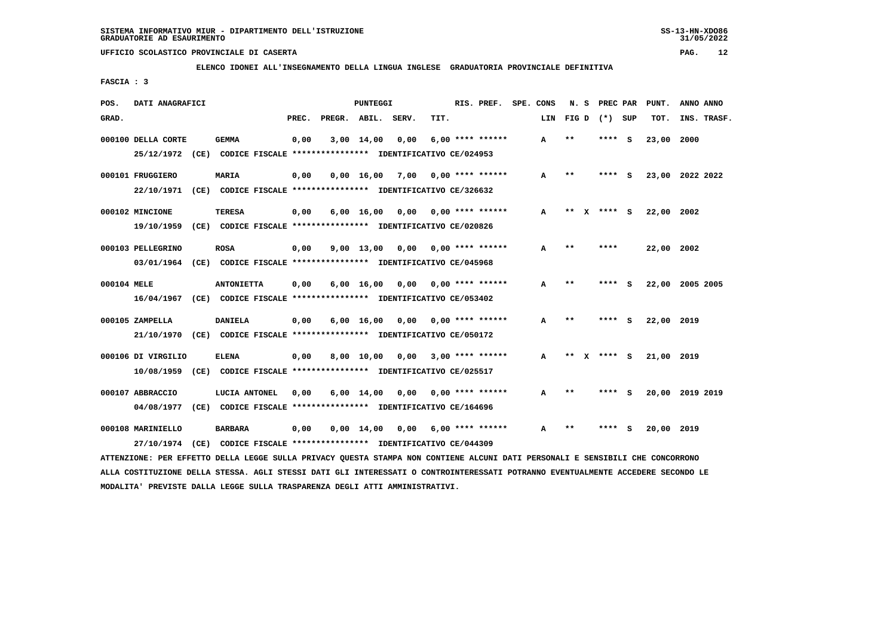SISTEMA INFORMATIVO MIUR - DIPARTIMENTO DELL'ISTRUZIONE
GRADUATORIE AD ESAURIMENTO

UFFICIO SCOLASTICO PROVINCIALE DI CASERTA

**ELENCO IDONEI ALL'INSEGNAMENTO DELLA LINGUA INGLESE GRADUATORIA PROVINCIALE DEFINITIVA**

FASCIA : 3

| POS. GRAD. | DATI ANAGRAFICI | | PREC. | PREGR. | ABIL. | SERV. | TIT. | RIS. PREF. | SPE. CONS | LIN | N. S FIG D | PREC PAR (*) | SUP | PUNT. TOT. | ANNO INS. | ANNO TRASF. |
|---|---|---|---|---|---|---|---|---|---|---|---|---|---|---|---|---|
| 000100 | DELLA CORTE | GEMMA | 0,00 | 3,00 | 14,00 | 0,00 | 6,00 | **** ****** | | A | ** | **** | S | 23,00 | 2000 | |
| | 25/12/1972 (CE) CODICE FISCALE **************** IDENTIFICATIVO CE/024953 | | | | | | | | | | | | | | | |
| 000101 | FRUGGIERO | MARIA | 0,00 | 0,00 | 16,00 | 7,00 | 0,00 | **** ****** | | A | ** | **** | S | 23,00 | 2022 | 2022 |
| | 22/10/1971 (CE) CODICE FISCALE **************** IDENTIFICATIVO CE/326632 | | | | | | | | | | | | | | | |
| 000102 | MINCIONE | TERESA | 0,00 | 6,00 | 16,00 | 0,00 | 0,00 | **** ****** | | A | ** X | **** | S | 22,00 | 2002 | |
| | 19/10/1959 (CE) CODICE FISCALE **************** IDENTIFICATIVO CE/020826 | | | | | | | | | | | | | | | |
| 000103 | PELLEGRINO | ROSA | 0,00 | 9,00 | 13,00 | 0,00 | 0,00 | **** ****** | | A | ** | **** | | 22,00 | 2002 | |
| | 03/01/1964 (CE) CODICE FISCALE **************** IDENTIFICATIVO CE/045968 | | | | | | | | | | | | | | | |
| 000104 | MELE | ANTONIETTA | 0,00 | 6,00 | 16,00 | 0,00 | 0,00 | **** ****** | | A | ** | **** | S | 22,00 | 2005 | 2005 |
| | 16/04/1967 (CE) CODICE FISCALE **************** IDENTIFICATIVO CE/053402 | | | | | | | | | | | | | | | |
| 000105 | ZAMPELLA | DANIELA | 0,00 | 6,00 | 16,00 | 0,00 | 0,00 | **** ****** | | A | ** | **** | S | 22,00 | 2019 | |
| | 21/10/1970 (CE) CODICE FISCALE **************** IDENTIFICATIVO CE/050172 | | | | | | | | | | | | | | | |
| 000106 | DI VIRGILIO | ELENA | 0,00 | 8,00 | 10,00 | 0,00 | 3,00 | **** ****** | | A | ** X | **** | S | 21,00 | 2019 | |
| | 10/08/1959 (CE) CODICE FISCALE **************** IDENTIFICATIVO CE/025517 | | | | | | | | | | | | | | | |
| 000107 | ABBRACCIO | LUCIA ANTONEL | 0,00 | 6,00 | 14,00 | 0,00 | 0,00 | **** ****** | | A | ** | **** | S | 20,00 | 2019 | 2019 |
| | 04/08/1977 (CE) CODICE FISCALE **************** IDENTIFICATIVO CE/164696 | | | | | | | | | | | | | | | |
| 000108 | MARINIELLO | BARBARA | 0,00 | 0,00 | 14,00 | 0,00 | 6,00 | **** ****** | | A | ** | **** | S | 20,00 | 2019 | |
| | 27/10/1974 (CE) CODICE FISCALE **************** IDENTIFICATIVO CE/044309 | | | | | | | | | | | | | | | |

ATTENZIONE: PER EFFETTO DELLA LEGGE SULLA PRIVACY QUESTA STAMPA NON CONTIENE ALCUNI DATI PERSONALI E SENSIBILI CHE CONCORRONO ALLA COSTITUZIONE DELLA STESSA. AGLI STESSI DATI GLI INTERESSATI O CONTROINTERESSATI POTRANNO EVENTUALMENTE ACCEDERE SECONDO LE MODALITA' PREVISTE DALLA LEGGE SULLA TRASPARENZA DEGLI ATTI AMMINISTRATIVI.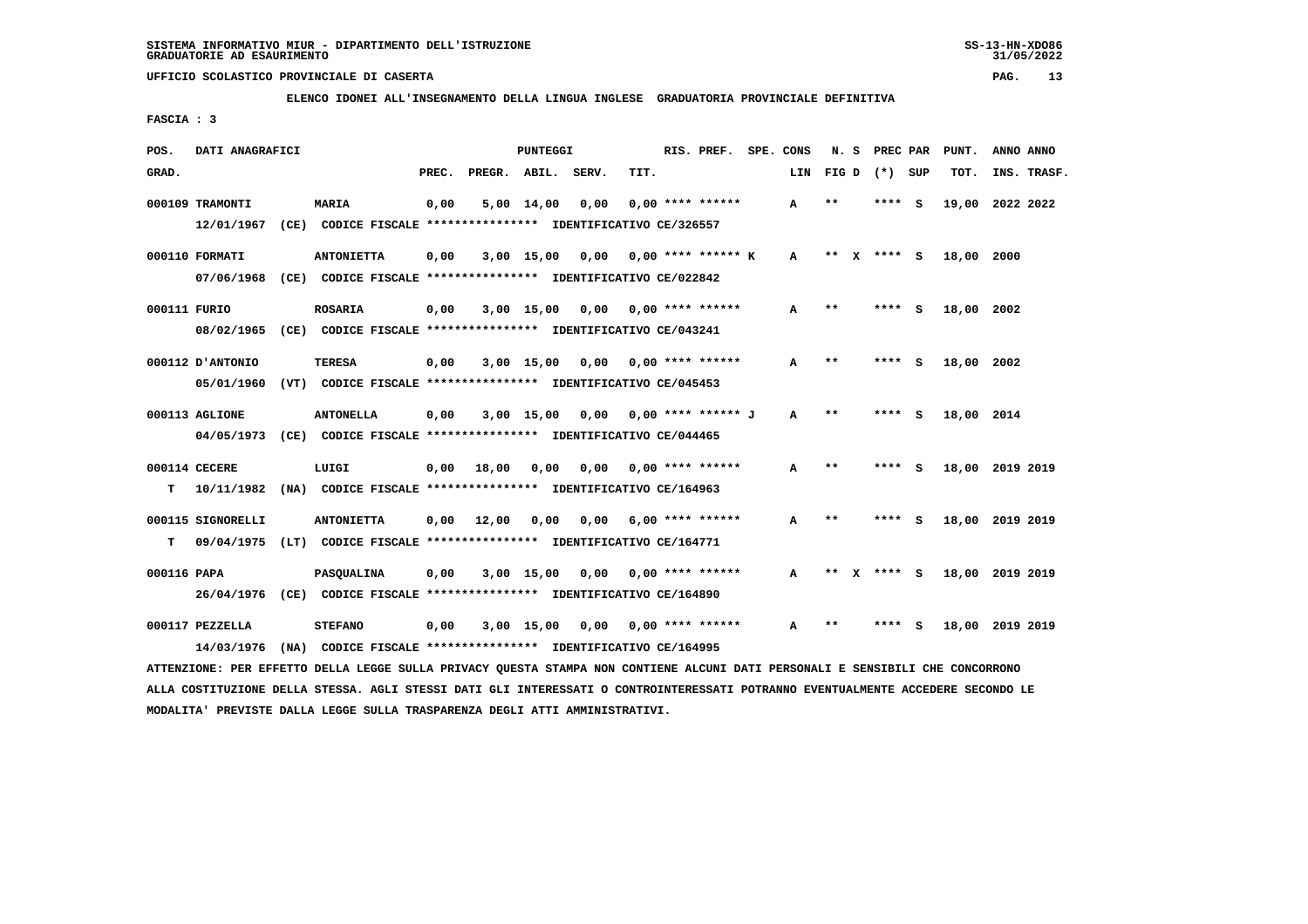SISTEMA INFORMATIVO MIUR - DIPARTIMENTO DELL'ISTRUZIONE
GRADUATORIE AD ESAURIMENTO

UFFICIO SCOLASTICO PROVINCIALE DI CASERTA

**ELENCO IDONEI ALL'INSEGNAMENTO DELLA LINGUA INGLESE GRADUATORIA PROVINCIALE DEFINITIVA**

FASCIA : 3

| POS. GRAD. | DATI ANAGRAFICI | | PREC. | PREGR. | ABIL. | SERV. | TIT. | RIS. PREF. | SPE. CONS LIN | N. S FIG D | PREC PAR (*) SUP | PUNT. TOT. | ANNO INS. | ANNO TRASF. |
|---|---|---|---|---|---|---|---|---|---|---|---|---|---|---|
| 000109 | TRAMONTI | MARIA | 0,00 | 5,00 | 14,00 | 0,00 | 0,00 | **** ****** | A | ** | **** S | 19,00 | 2022 | 2022 |
| | 12/01/1967 (CE) CODICE FISCALE **************** IDENTIFICATIVO CE/326557 | | | | | | | | | | | | | |
| 000110 | FORMATI | ANTONIETTA | 0,00 | 3,00 | 15,00 | 0,00 | 0,00 | **** ****** K | A | ** X | **** S | 18,00 | 2000 | |
| | 07/06/1968 (CE) CODICE FISCALE **************** IDENTIFICATIVO CE/022842 | | | | | | | | | | | | | |
| 000111 | FURIO | ROSARIA | 0,00 | 3,00 | 15,00 | 0,00 | 0,00 | **** ****** | A | ** | **** S | 18,00 | 2002 | |
| | 08/02/1965 (CE) CODICE FISCALE **************** IDENTIFICATIVO CE/043241 | | | | | | | | | | | | | |
| 000112 | D'ANTONIO | TERESA | 0,00 | 3,00 | 15,00 | 0,00 | 0,00 | **** ****** | A | ** | **** S | 18,00 | 2002 | |
| | 05/01/1960 (VT) CODICE FISCALE **************** IDENTIFICATIVO CE/045453 | | | | | | | | | | | | | |
| 000113 | AGLIONE | ANTONELLA | 0,00 | 3,00 | 15,00 | 0,00 | 0,00 | **** ****** J | A | ** | **** S | 18,00 | 2014 | |
| | 04/05/1973 (CE) CODICE FISCALE **************** IDENTIFICATIVO CE/044465 | | | | | | | | | | | | | |
| 000114 | CECERE | LUIGI | 0,00 | 18,00 | 0,00 | 0,00 | 0,00 | **** ****** | A | ** | **** S | 18,00 | 2019 | 2019 |
| T | 10/11/1982 (NA) CODICE FISCALE **************** IDENTIFICATIVO CE/164963 | | | | | | | | | | | | | |
| 000115 | SIGNORELLI | ANTONIETTA | 0,00 | 12,00 | 0,00 | 0,00 | 6,00 | **** ****** | A | ** | **** S | 18,00 | 2019 | 2019 |
| T | 09/04/1975 (LT) CODICE FISCALE **************** IDENTIFICATIVO CE/164771 | | | | | | | | | | | | | |
| 000116 | PAPA | PASQUALINA | 0,00 | 3,00 | 15,00 | 0,00 | 0,00 | **** ****** | A | ** X | **** S | 18,00 | 2019 | 2019 |
| | 26/04/1976 (CE) CODICE FISCALE **************** IDENTIFICATIVO CE/164890 | | | | | | | | | | | | | |
| 000117 | PEZZELLA | STEFANO | 0,00 | 3,00 | 15,00 | 0,00 | 0,00 | **** ****** | A | ** | **** S | 18,00 | 2019 | 2019 |
| | 14/03/1976 (NA) CODICE FISCALE **************** IDENTIFICATIVO CE/164995 | | | | | | | | | | | | | |

ATTENZIONE: PER EFFETTO DELLA LEGGE SULLA PRIVACY QUESTA STAMPA NON CONTIENE ALCUNI DATI PERSONALI E SENSIBILI CHE CONCORRONO ALLA COSTITUZIONE DELLA STESSA. AGLI STESSI DATI GLI INTERESSATI O CONTROINTERESSATI POTRANNO EVENTUALMENTE ACCEDERE SECONDO LE MODALITA' PREVISTE DALLA LEGGE SULLA TRASPARENZA DEGLI ATTI AMMINISTRATIVI.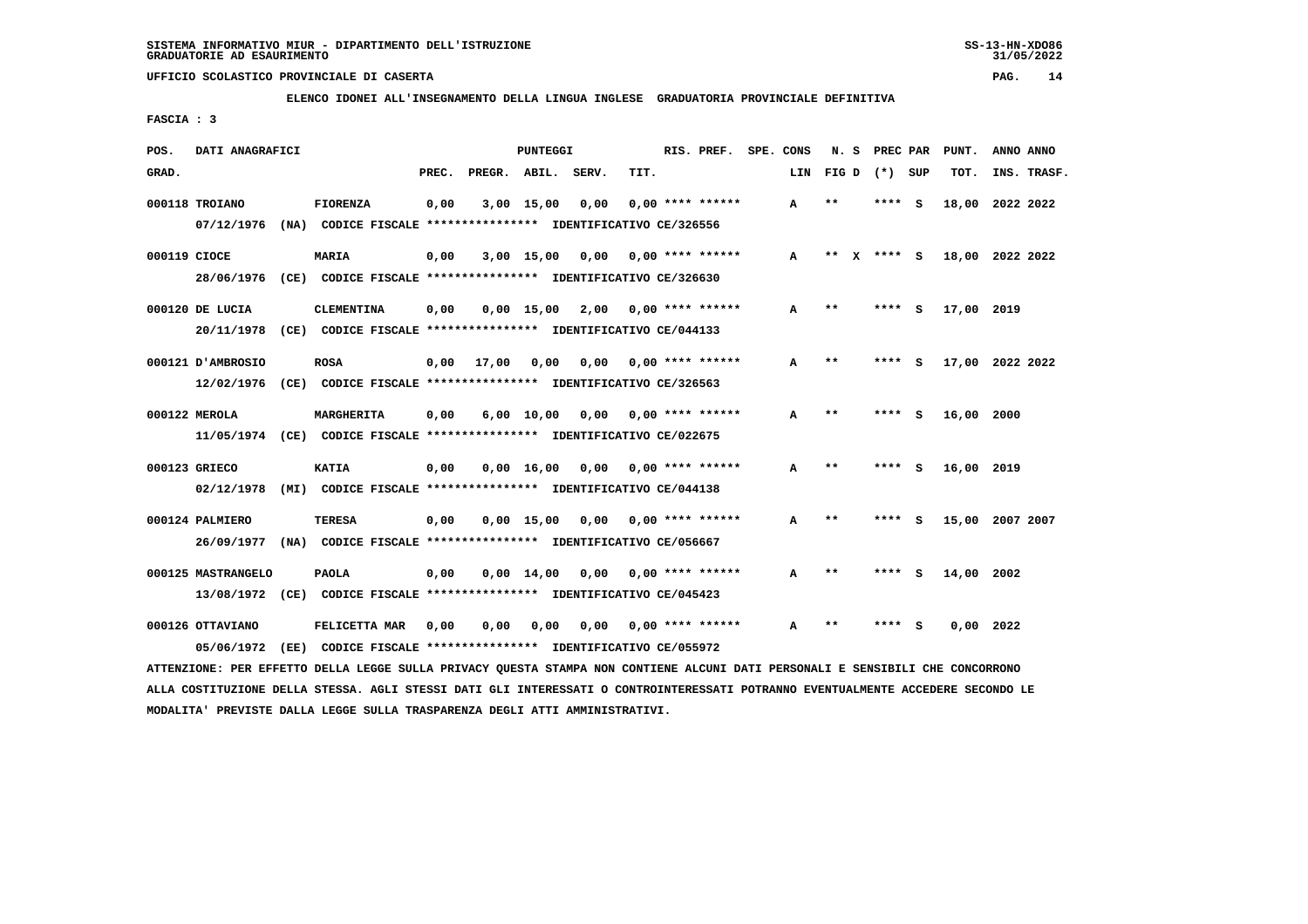SISTEMA INFORMATIVO MIUR - DIPARTIMENTO DELL'ISTRUZIONE
GRADUATORIE AD ESAURIMENTO

UFFICIO SCOLASTICO PROVINCIALE DI CASERTA

ELENCO IDONEI ALL'INSEGNAMENTO DELLA LINGUA INGLESE GRADUATORIA PROVINCIALE DEFINITIVA

FASCIA : 3

| POS. GRAD. | DATI ANAGRAFICI | | PREC. | PREGR. | ABIL. | SERV. | TIT. | RIS. PREF. | SPE. CONS LIN | N. S FIG D | PREC PAR (*) SUP | PUNT. TOT. | ANNO INS. | ANNO TRASF. |
|---|---|---|---|---|---|---|---|---|---|---|---|---|---|---|
| 000118 | TROIANO | FIORENZA | 0,00 | 3,00 | 15,00 | 0,00 | 0,00 | **** ****** | A | ** | **** S | 18,00 | 2022 | 2022 |
| | 07/12/1976 (NA) CODICE FISCALE **************** IDENTIFICATIVO CE/326556 | | | | | | | | | | | | | |
| 000119 | CIOCE | MARIA | 0,00 | 3,00 | 15,00 | 0,00 | 0,00 | **** ****** | A | ** X | **** S | 18,00 | 2022 | 2022 |
| | 28/06/1976 (CE) CODICE FISCALE **************** IDENTIFICATIVO CE/326630 | | | | | | | | | | | | | |
| 000120 | DE LUCIA | CLEMENTINA | 0,00 | 0,00 | 15,00 | 2,00 | 0,00 | **** ****** | A | ** | **** S | 17,00 | 2019 | |
| | 20/11/1978 (CE) CODICE FISCALE **************** IDENTIFICATIVO CE/044133 | | | | | | | | | | | | | |
| 000121 | D'AMBROSIO | ROSA | 0,00 | 17,00 | 0,00 | 0,00 | 0,00 | **** ****** | A | ** | **** S | 17,00 | 2022 | 2022 |
| | 12/02/1976 (CE) CODICE FISCALE **************** IDENTIFICATIVO CE/326563 | | | | | | | | | | | | | |
| 000122 | MEROLA | MARGHERITA | 0,00 | 6,00 | 10,00 | 0,00 | 0,00 | **** ****** | A | ** | **** S | 16,00 | 2000 | |
| | 11/05/1974 (CE) CODICE FISCALE **************** IDENTIFICATIVO CE/022675 | | | | | | | | | | | | | |
| 000123 | GRIECO | KATIA | 0,00 | 0,00 | 16,00 | 0,00 | 0,00 | **** ****** | A | ** | **** S | 16,00 | 2019 | |
| | 02/12/1978 (MI) CODICE FISCALE **************** IDENTIFICATIVO CE/044138 | | | | | | | | | | | | | |
| 000124 | PALMIERO | TERESA | 0,00 | 0,00 | 15,00 | 0,00 | 0,00 | **** ****** | A | ** | **** S | 15,00 | 2007 | 2007 |
| | 26/09/1977 (NA) CODICE FISCALE **************** IDENTIFICATIVO CE/056667 | | | | | | | | | | | | | |
| 000125 | MASTRANGELO | PAOLA | 0,00 | 0,00 | 14,00 | 0,00 | 0,00 | **** ****** | A | ** | **** S | 14,00 | 2002 | |
| | 13/08/1972 (CE) CODICE FISCALE **************** IDENTIFICATIVO CE/045423 | | | | | | | | | | | | | |
| 000126 | OTTAVIANO | FELICETTA MAR | 0,00 | 0,00 | 0,00 | 0,00 | 0,00 | **** ****** | A | ** | **** S | 0,00 | 2022 | |
| | 05/06/1972 (EE) CODICE FISCALE **************** IDENTIFICATIVO CE/055972 | | | | | | | | | | | | | |

ATTENZIONE: PER EFFETTO DELLA LEGGE SULLA PRIVACY QUESTA STAMPA NON CONTIENE ALCUNI DATI PERSONALI E SENSIBILI CHE CONCORRONO ALLA COSTITUZIONE DELLA STESSA. AGLI STESSI DATI GLI INTERESSATI O CONTROINTERESSATI POTRANNO EVENTUALMENTE ACCEDERE SECONDO LE MODALITA' PREVISTE DALLA LEGGE SULLA TRASPARENZA DEGLI ATTI AMMINISTRATIVI.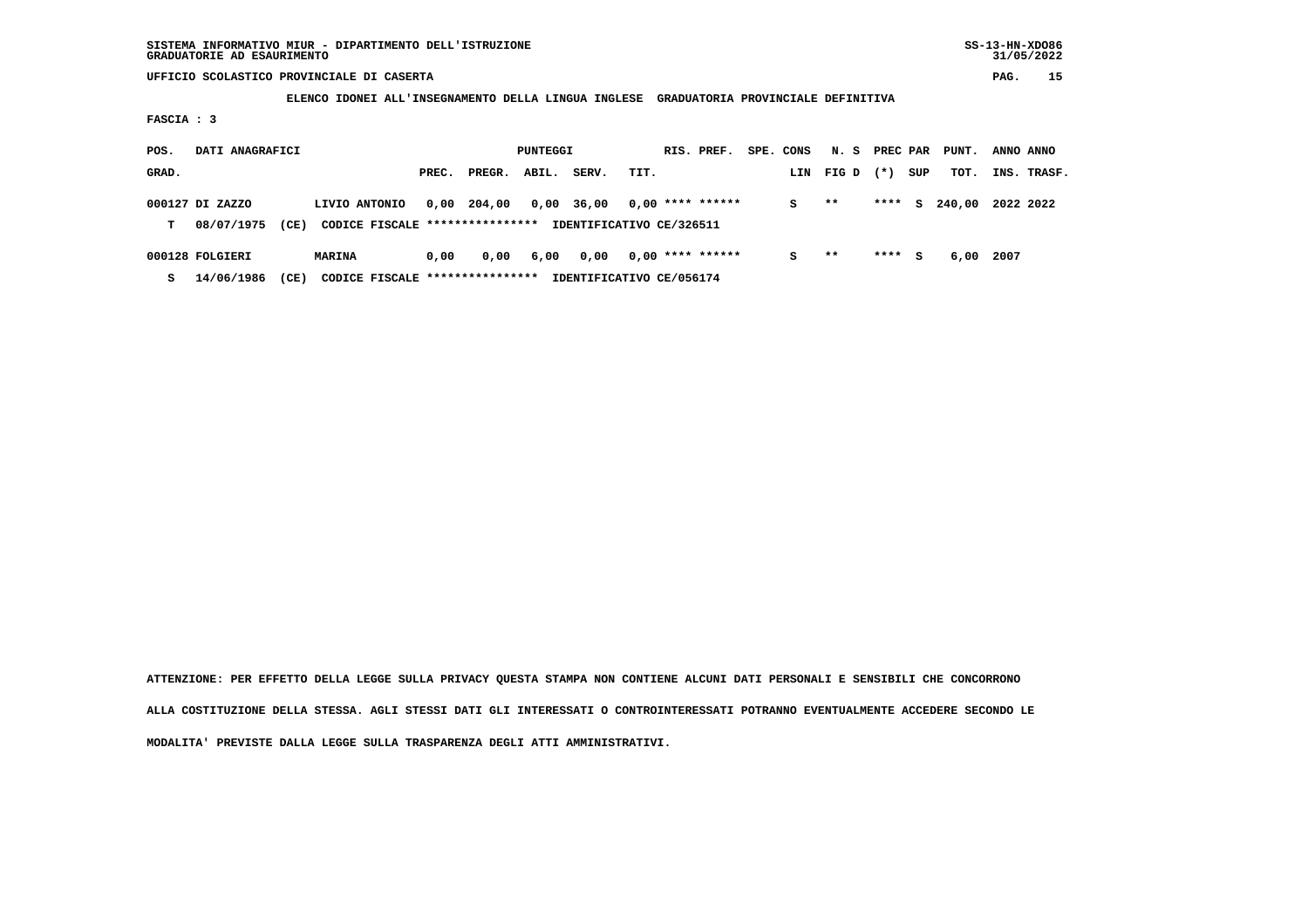SISTEMA INFORMATIVO MIUR - DIPARTIMENTO DELL'ISTRUZIONE
GRADUATORIE AD ESAURIMENTO

UFFICIO SCOLASTICO PROVINCIALE DI CASERTA

**ELENCO IDONEI ALL'INSEGNAMENTO DELLA LINGUA INGLESE GRADUATORIA PROVINCIALE DEFINITIVA**

**FASCIA : 3**

| POS. GRAD. | DATI ANAGRAFICI | | PUNTEGGI PREC. | PREGR. | ABIL. | SERV. | TIT. | RIS. PREF. | SPE. CONS LIN | N. S FIG D | PREC PAR (*) | SUP | PUNT. TOT. | ANNO INS. | ANNO TRASF. |
|---|---|---|---|---|---|---|---|---|---|---|---|---|---|---|---|
| 000127 | DI ZAZZO | LIVIO ANTONIO | 0,00 | 204,00 | 0,00 | 36,00 | 0,00 | **** ****** | S | ** | **** | S | 240,00 | 2022 | 2022 |
| T | 08/07/1975 (CE) | CODICE FISCALE **************** | IDENTIFICATIVO CE/326511 | | | | | | | | | | | | |
| 000128 | FOLGIERI | MARINA | 0,00 | 0,00 | 6,00 | 0,00 | 0,00 | **** ****** | S | ** | **** | S | 6,00 | 2007 | |
| S | 14/06/1986 (CE) | CODICE FISCALE **************** | IDENTIFICATIVO CE/056174 | | | | | | | | | | | | |

ATTENZIONE: PER EFFETTO DELLA LEGGE SULLA PRIVACY QUESTA STAMPA NON CONTIENE ALCUNI DATI PERSONALI E SENSIBILI CHE CONCORRONO ALLA COSTITUZIONE DELLA STESSA. AGLI STESSI DATI GLI INTERESSATI O CONTROINTERESSATI POTRANNO EVENTUALMENTE ACCEDERE SECONDO LE MODALITA' PREVISTE DALLA LEGGE SULLA TRASPARENZA DEGLI ATTI AMMINISTRATIVI.